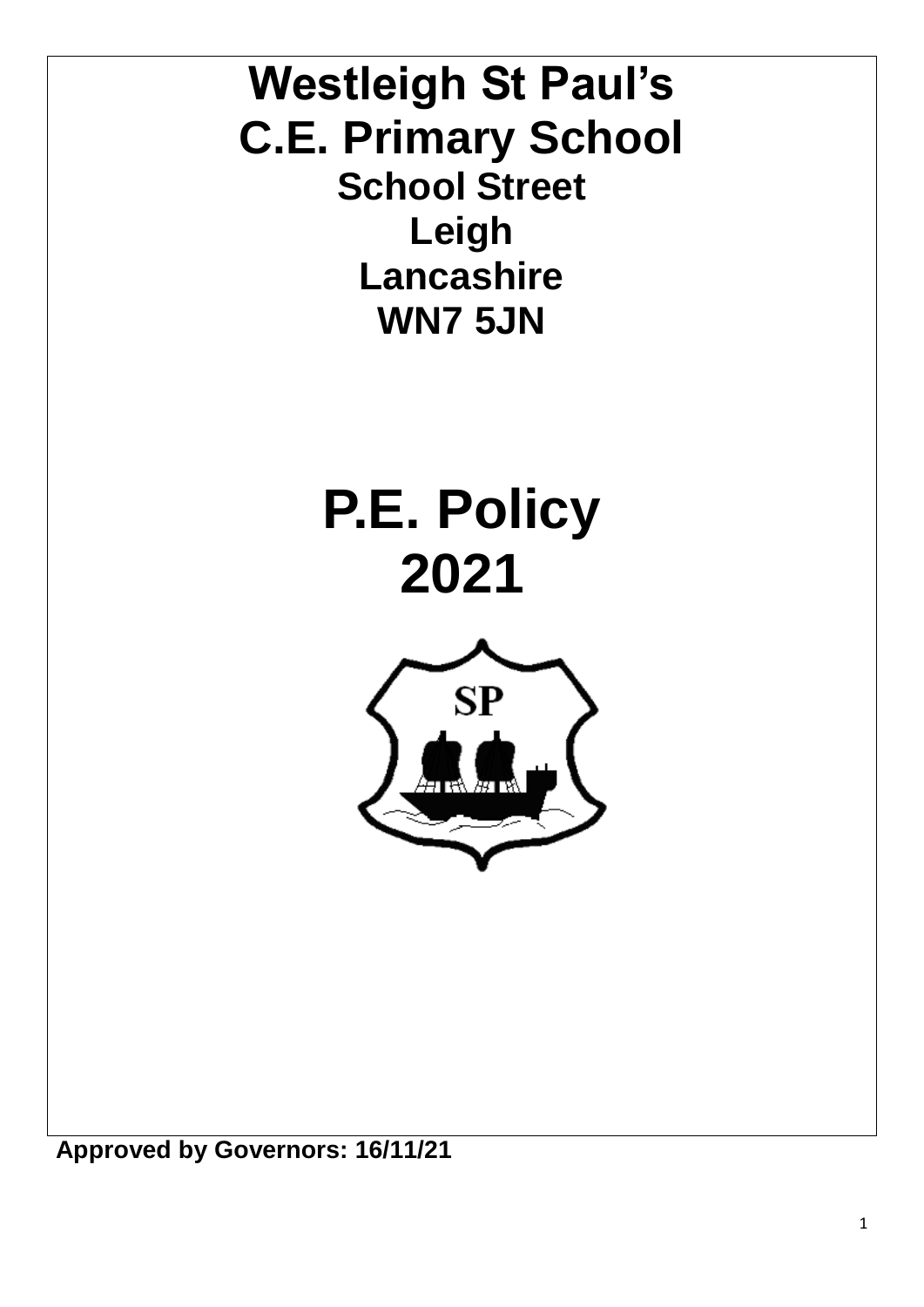# Westleigh St Paul's
# C.E. Primary School

**School Street**
**Leigh**
**Lancashire**
**WN7 5JN**

# P.E. Policy
# 2021

**Approved by Governors: 16/11/21**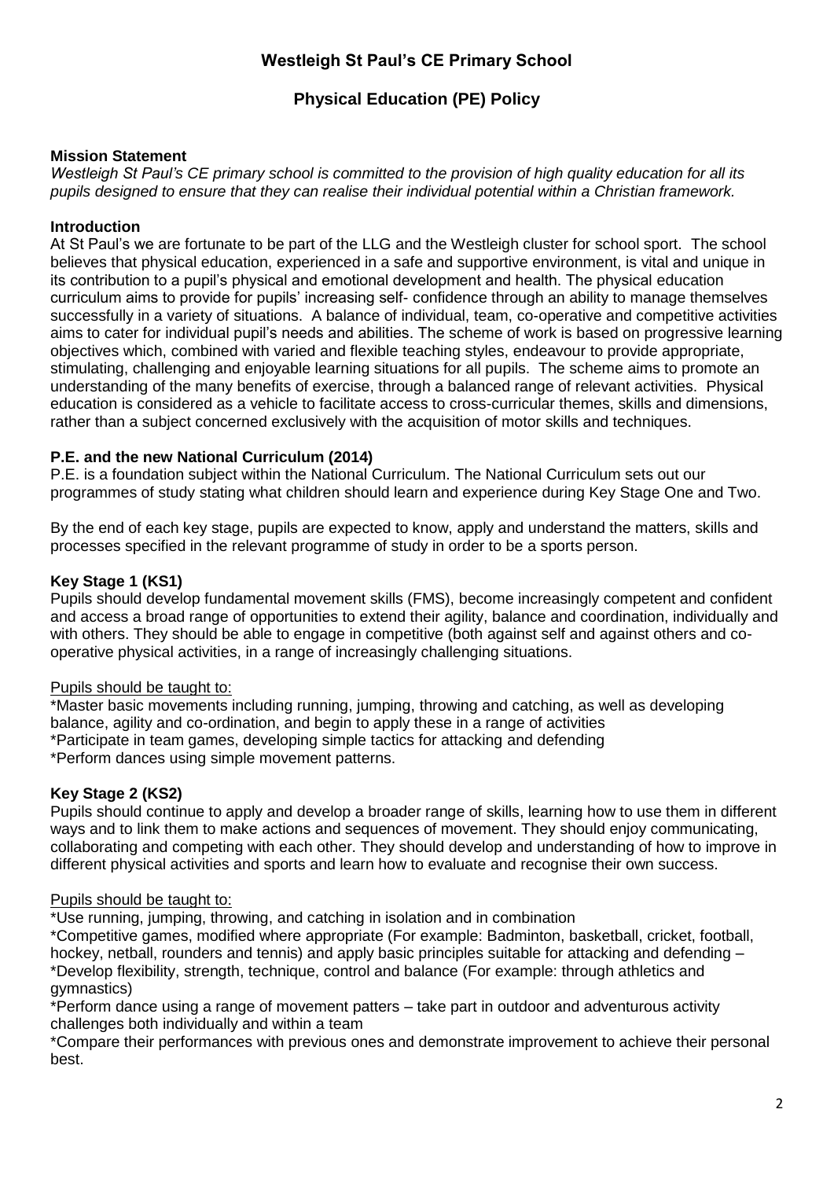# Westleigh St Paul's CE Primary School

## Physical Education (PE) Policy

**Mission Statement**
*Westleigh St Paul's CE primary school is committed to the provision of high quality education for all its pupils designed to ensure that they can realise their individual potential within a Christian framework.*

**Introduction**
At St Paul's we are fortunate to be part of the LLG and the Westleigh cluster for school sport. The school believes that physical education, experienced in a safe and supportive environment, is vital and unique in its contribution to a pupil's physical and emotional development and health. The physical education curriculum aims to provide for pupils' increasing self- confidence through an ability to manage themselves successfully in a variety of situations. A balance of individual, team, co-operative and competitive activities aims to cater for individual pupil's needs and abilities. The scheme of work is based on progressive learning objectives which, combined with varied and flexible teaching styles, endeavour to provide appropriate, stimulating, challenging and enjoyable learning situations for all pupils. The scheme aims to promote an understanding of the many benefits of exercise, through a balanced range of relevant activities. Physical education is considered as a vehicle to facilitate access to cross-curricular themes, skills and dimensions, rather than a subject concerned exclusively with the acquisition of motor skills and techniques.

**P.E. and the new National Curriculum (2014)**
P.E. is a foundation subject within the National Curriculum. The National Curriculum sets out our programmes of study stating what children should learn and experience during Key Stage One and Two.

By the end of each key stage, pupils are expected to know, apply and understand the matters, skills and processes specified in the relevant programme of study in order to be a sports person.

**Key Stage 1 (KS1)**
Pupils should develop fundamental movement skills (FMS), become increasingly competent and confident and access a broad range of opportunities to extend their agility, balance and coordination, individually and with others. They should be able to engage in competitive (both against self and against others and co-operative physical activities, in a range of increasingly challenging situations.

<u>Pupils should be taught to:</u>
*Master basic movements including running, jumping, throwing and catching, as well as developing balance, agility and co-ordination, and begin to apply these in a range of activities
*Participate in team games, developing simple tactics for attacking and defending
*Perform dances using simple movement patterns.

**Key Stage 2 (KS2)**
Pupils should continue to apply and develop a broader range of skills, learning how to use them in different ways and to link them to make actions and sequences of movement. They should enjoy communicating, collaborating and competing with each other. They should develop and understanding of how to improve in different physical activities and sports and learn how to evaluate and recognise their own success.

<u>Pupils should be taught to:</u>
*Use running, jumping, throwing, and catching in isolation and in combination
*Competitive games, modified where appropriate (For example: Badminton, basketball, cricket, football, hockey, netball, rounders and tennis) and apply basic principles suitable for attacking and defending –
*Develop flexibility, strength, technique, control and balance (For example: through athletics and gymnastics)
*Perform dance using a range of movement patters – take part in outdoor and adventurous activity challenges both individually and within a team
*Compare their performances with previous ones and demonstrate improvement to achieve their personal best.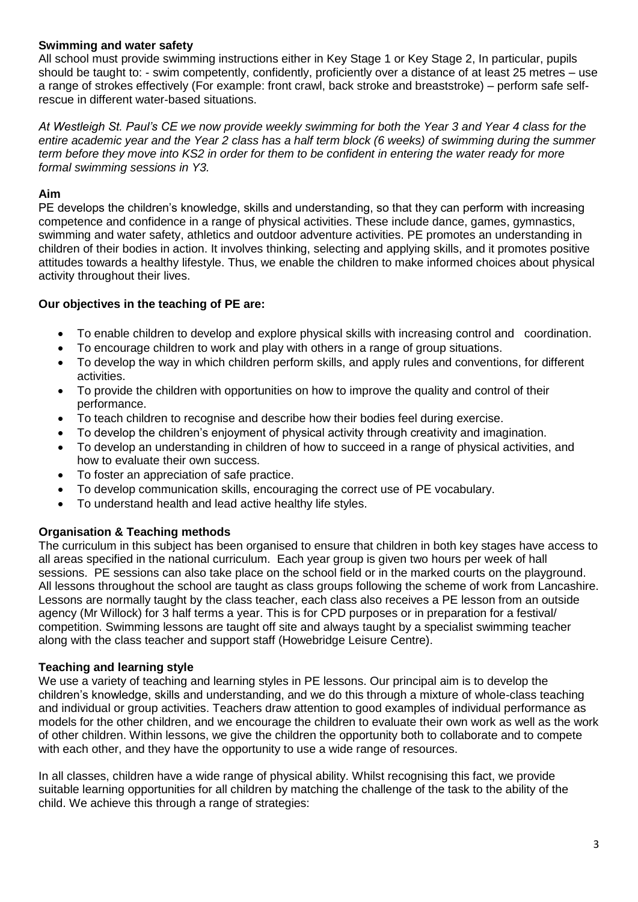**Swimming and water safety**

All school must provide swimming instructions either in Key Stage 1 or Key Stage 2, In particular, pupils should be taught to: - swim competently, confidently, proficiently over a distance of at least 25 metres – use a range of strokes effectively (For example: front crawl, back stroke and breaststroke) – perform safe self-rescue in different water-based situations.

*At Westleigh St. Paul's CE we now provide weekly swimming for both the Year 3 and Year 4 class for the entire academic year and the Year 2 class has a half term block (6 weeks) of swimming during the summer term before they move into KS2 in order for them to be confident in entering the water ready for more formal swimming sessions in Y3.*

**Aim**

PE develops the children's knowledge, skills and understanding, so that they can perform with increasing competence and confidence in a range of physical activities. These include dance, games, gymnastics, swimming and water safety, athletics and outdoor adventure activities. PE promotes an understanding in children of their bodies in action. It involves thinking, selecting and applying skills, and it promotes positive attitudes towards a healthy lifestyle. Thus, we enable the children to make informed choices about physical activity throughout their lives.

**Our objectives in the teaching of PE are:**

- To enable children to develop and explore physical skills with increasing control and coordination.
- To encourage children to work and play with others in a range of group situations.
- To develop the way in which children perform skills, and apply rules and conventions, for different activities.
- To provide the children with opportunities on how to improve the quality and control of their performance.
- To teach children to recognise and describe how their bodies feel during exercise.
- To develop the children's enjoyment of physical activity through creativity and imagination.
- To develop an understanding in children of how to succeed in a range of physical activities, and how to evaluate their own success.
- To foster an appreciation of safe practice.
- To develop communication skills, encouraging the correct use of PE vocabulary.
- To understand health and lead active healthy life styles.

**Organisation & Teaching methods**

The curriculum in this subject has been organised to ensure that children in both key stages have access to all areas specified in the national curriculum. Each year group is given two hours per week of hall sessions. PE sessions can also take place on the school field or in the marked courts on the playground. All lessons throughout the school are taught as class groups following the scheme of work from Lancashire. Lessons are normally taught by the class teacher, each class also receives a PE lesson from an outside agency (Mr Willock) for 3 half terms a year. This is for CPD purposes or in preparation for a festival/ competition. Swimming lessons are taught off site and always taught by a specialist swimming teacher along with the class teacher and support staff (Howebridge Leisure Centre).

**Teaching and learning style**

We use a variety of teaching and learning styles in PE lessons. Our principal aim is to develop the children's knowledge, skills and understanding, and we do this through a mixture of whole-class teaching and individual or group activities. Teachers draw attention to good examples of individual performance as models for the other children, and we encourage the children to evaluate their own work as well as the work of other children. Within lessons, we give the children the opportunity both to collaborate and to compete with each other, and they have the opportunity to use a wide range of resources.

In all classes, children have a wide range of physical ability. Whilst recognising this fact, we provide suitable learning opportunities for all children by matching the challenge of the task to the ability of the child. We achieve this through a range of strategies: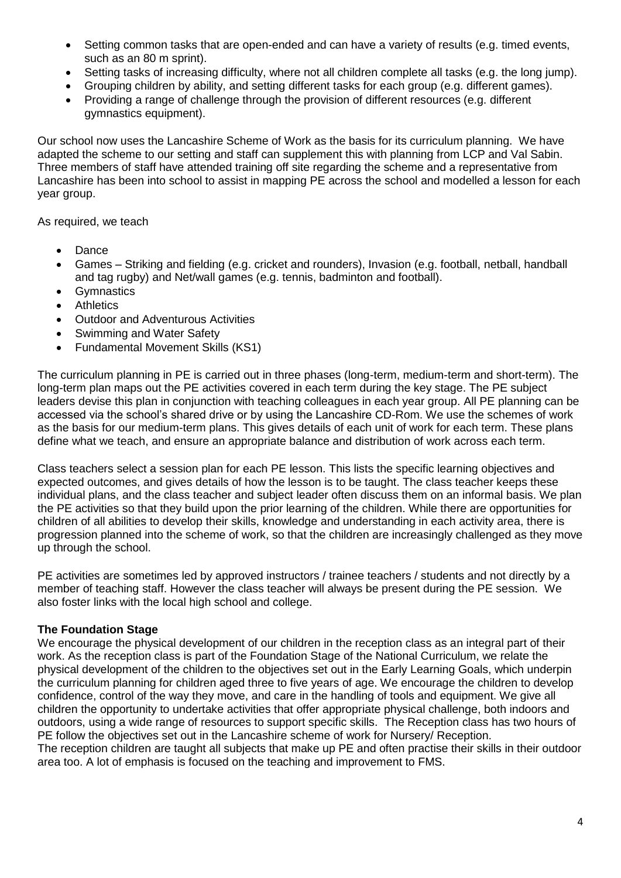- Setting common tasks that are open-ended and can have a variety of results (e.g. timed events, such as an 80 m sprint).
- Setting tasks of increasing difficulty, where not all children complete all tasks (e.g. the long jump).
- Grouping children by ability, and setting different tasks for each group (e.g. different games).
- Providing a range of challenge through the provision of different resources (e.g. different gymnastics equipment).

Our school now uses the Lancashire Scheme of Work as the basis for its curriculum planning. We have adapted the scheme to our setting and staff can supplement this with planning from LCP and Val Sabin. Three members of staff have attended training off site regarding the scheme and a representative from Lancashire has been into school to assist in mapping PE across the school and modelled a lesson for each year group.

As required, we teach

- Dance
- Games – Striking and fielding (e.g. cricket and rounders), Invasion (e.g. football, netball, handball and tag rugby) and Net/wall games (e.g. tennis, badminton and football).
- Gymnastics
- Athletics
- Outdoor and Adventurous Activities
- Swimming and Water Safety
- Fundamental Movement Skills (KS1)

The curriculum planning in PE is carried out in three phases (long-term, medium-term and short-term). The long-term plan maps out the PE activities covered in each term during the key stage. The PE subject leaders devise this plan in conjunction with teaching colleagues in each year group. All PE planning can be accessed via the school's shared drive or by using the Lancashire CD-Rom. We use the schemes of work as the basis for our medium-term plans. This gives details of each unit of work for each term. These plans define what we teach, and ensure an appropriate balance and distribution of work across each term.

Class teachers select a session plan for each PE lesson. This lists the specific learning objectives and expected outcomes, and gives details of how the lesson is to be taught. The class teacher keeps these individual plans, and the class teacher and subject leader often discuss them on an informal basis. We plan the PE activities so that they build upon the prior learning of the children. While there are opportunities for children of all abilities to develop their skills, knowledge and understanding in each activity area, there is progression planned into the scheme of work, so that the children are increasingly challenged as they move up through the school.

PE activities are sometimes led by approved instructors / trainee teachers / students and not directly by a member of teaching staff. However the class teacher will always be present during the PE session. We also foster links with the local high school and college.

**The Foundation Stage**

We encourage the physical development of our children in the reception class as an integral part of their work. As the reception class is part of the Foundation Stage of the National Curriculum, we relate the physical development of the children to the objectives set out in the Early Learning Goals, which underpin the curriculum planning for children aged three to five years of age. We encourage the children to develop confidence, control of the way they move, and care in the handling of tools and equipment. We give all children the opportunity to undertake activities that offer appropriate physical challenge, both indoors and outdoors, using a wide range of resources to support specific skills. The Reception class has two hours of PE follow the objectives set out in the Lancashire scheme of work for Nursery/ Reception.
The reception children are taught all subjects that make up PE and often practise their skills in their outdoor area too. A lot of emphasis is focused on the teaching and improvement to FMS.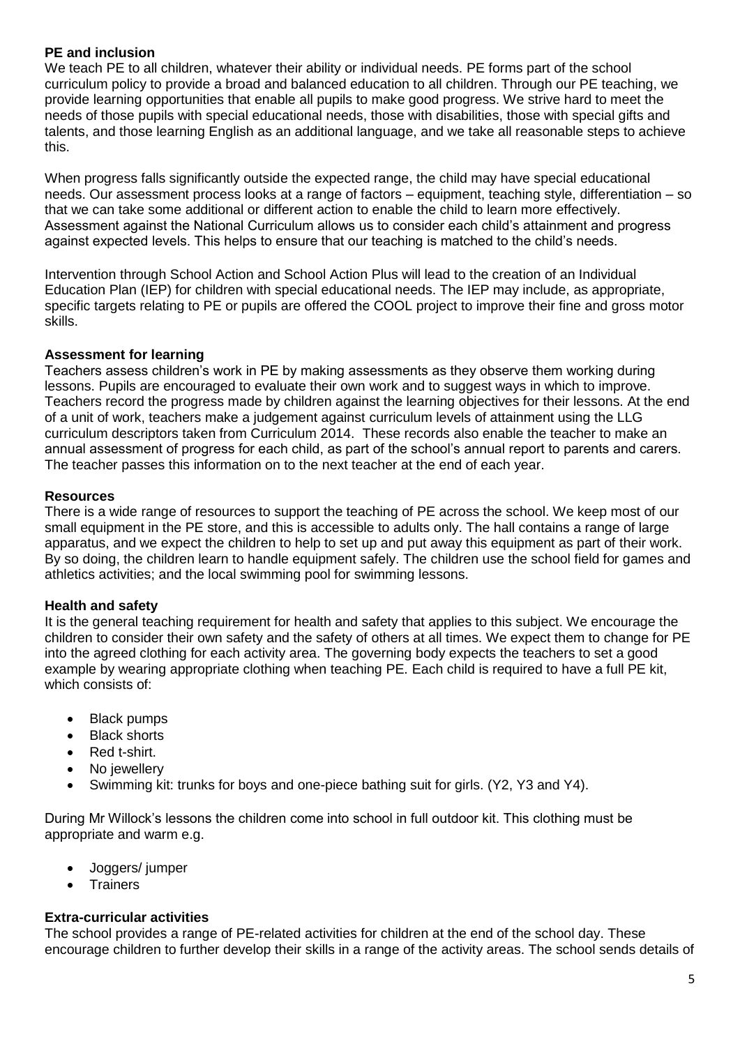**PE and inclusion**

We teach PE to all children, whatever their ability or individual needs. PE forms part of the school curriculum policy to provide a broad and balanced education to all children. Through our PE teaching, we provide learning opportunities that enable all pupils to make good progress. We strive hard to meet the needs of those pupils with special educational needs, those with disabilities, those with special gifts and talents, and those learning English as an additional language, and we take all reasonable steps to achieve this.

When progress falls significantly outside the expected range, the child may have special educational needs. Our assessment process looks at a range of factors – equipment, teaching style, differentiation – so that we can take some additional or different action to enable the child to learn more effectively. Assessment against the National Curriculum allows us to consider each child's attainment and progress against expected levels. This helps to ensure that our teaching is matched to the child's needs.

Intervention through School Action and School Action Plus will lead to the creation of an Individual Education Plan (IEP) for children with special educational needs. The IEP may include, as appropriate, specific targets relating to PE or pupils are offered the COOL project to improve their fine and gross motor skills.

**Assessment for learning**

Teachers assess children's work in PE by making assessments as they observe them working during lessons. Pupils are encouraged to evaluate their own work and to suggest ways in which to improve. Teachers record the progress made by children against the learning objectives for their lessons. At the end of a unit of work, teachers make a judgement against curriculum levels of attainment using the LLG curriculum descriptors taken from Curriculum 2014. These records also enable the teacher to make an annual assessment of progress for each child, as part of the school's annual report to parents and carers. The teacher passes this information on to the next teacher at the end of each year.

**Resources**

There is a wide range of resources to support the teaching of PE across the school. We keep most of our small equipment in the PE store, and this is accessible to adults only. The hall contains a range of large apparatus, and we expect the children to help to set up and put away this equipment as part of their work. By so doing, the children learn to handle equipment safely. The children use the school field for games and athletics activities; and the local swimming pool for swimming lessons.

**Health and safety**

It is the general teaching requirement for health and safety that applies to this subject. We encourage the children to consider their own safety and the safety of others at all times. We expect them to change for PE into the agreed clothing for each activity area. The governing body expects the teachers to set a good example by wearing appropriate clothing when teaching PE. Each child is required to have a full PE kit, which consists of:

- Black pumps
- Black shorts
- Red t-shirt.
- No jewellery
- Swimming kit: trunks for boys and one-piece bathing suit for girls. (Y2, Y3 and Y4).

During Mr Willock's lessons the children come into school in full outdoor kit. This clothing must be appropriate and warm e.g.

- Joggers/ jumper
- Trainers

**Extra-curricular activities**

The school provides a range of PE-related activities for children at the end of the school day. These encourage children to further develop their skills in a range of the activity areas. The school sends details of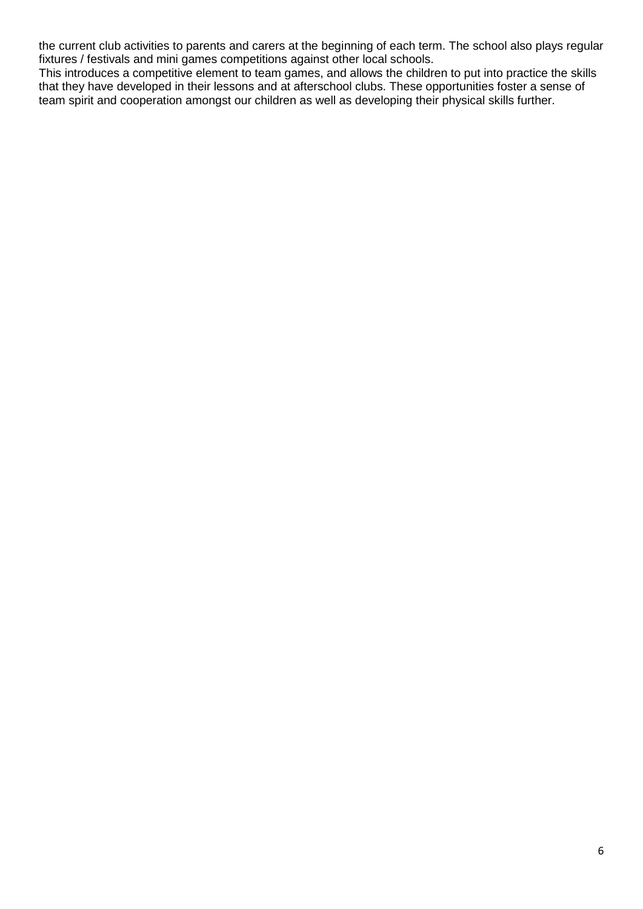the current club activities to parents and carers at the beginning of each term. The school also plays regular fixtures / festivals and mini games competitions against other local schools.
This introduces a competitive element to team games, and allows the children to put into practice the skills that they have developed in their lessons and at afterschool clubs. These opportunities foster a sense of team spirit and cooperation amongst our children as well as developing their physical skills further.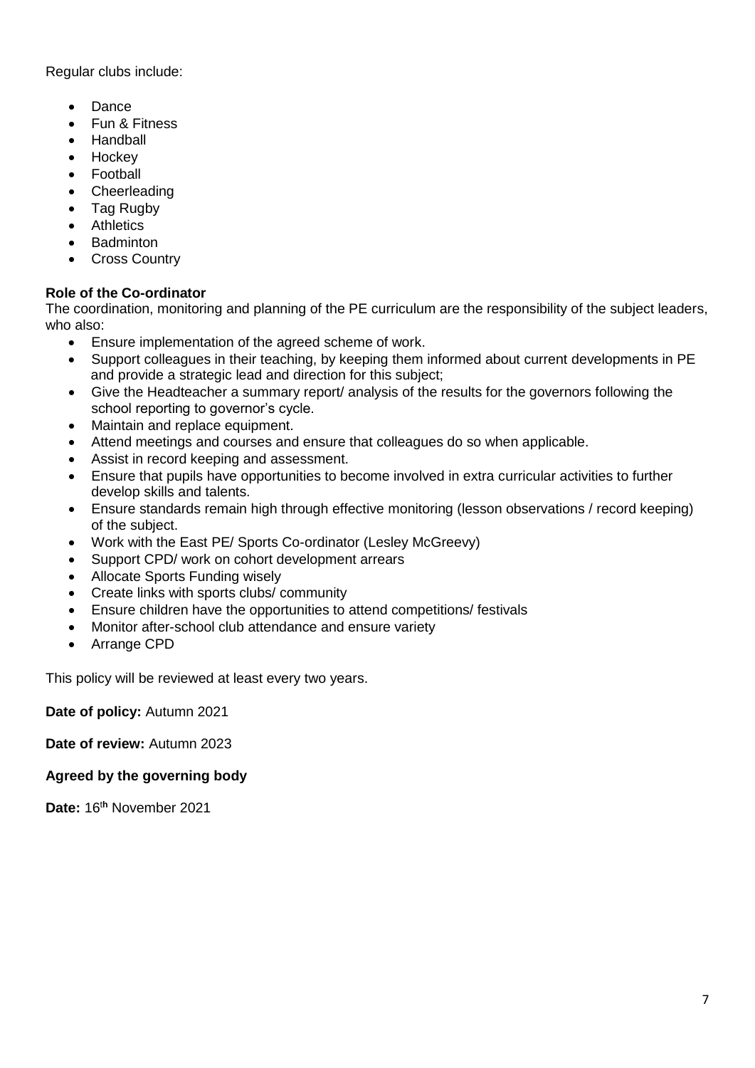Regular clubs include:

- Dance
- Fun & Fitness
- Handball
- Hockey
- Football
- Cheerleading
- Tag Rugby
- Athletics
- Badminton
- Cross Country

**Role of the Co-ordinator**

The coordination, monitoring and planning of the PE curriculum are the responsibility of the subject leaders, who also:

- Ensure implementation of the agreed scheme of work.
- Support colleagues in their teaching, by keeping them informed about current developments in PE and provide a strategic lead and direction for this subject;
- Give the Headteacher a summary report/ analysis of the results for the governors following the school reporting to governor's cycle.
- Maintain and replace equipment.
- Attend meetings and courses and ensure that colleagues do so when applicable.
- Assist in record keeping and assessment.
- Ensure that pupils have opportunities to become involved in extra curricular activities to further develop skills and talents.
- Ensure standards remain high through effective monitoring (lesson observations / record keeping) of the subject.
- Work with the East PE/ Sports Co-ordinator (Lesley McGreevy)
- Support CPD/ work on cohort development arrears
- Allocate Sports Funding wisely
- Create links with sports clubs/ community
- Ensure children have the opportunities to attend competitions/ festivals
- Monitor after-school club attendance and ensure variety
- Arrange CPD

This policy will be reviewed at least every two years.

**Date of policy:** Autumn 2021

**Date of review:** Autumn 2023

**Agreed by the governing body**

**Date:** 16th November 2021